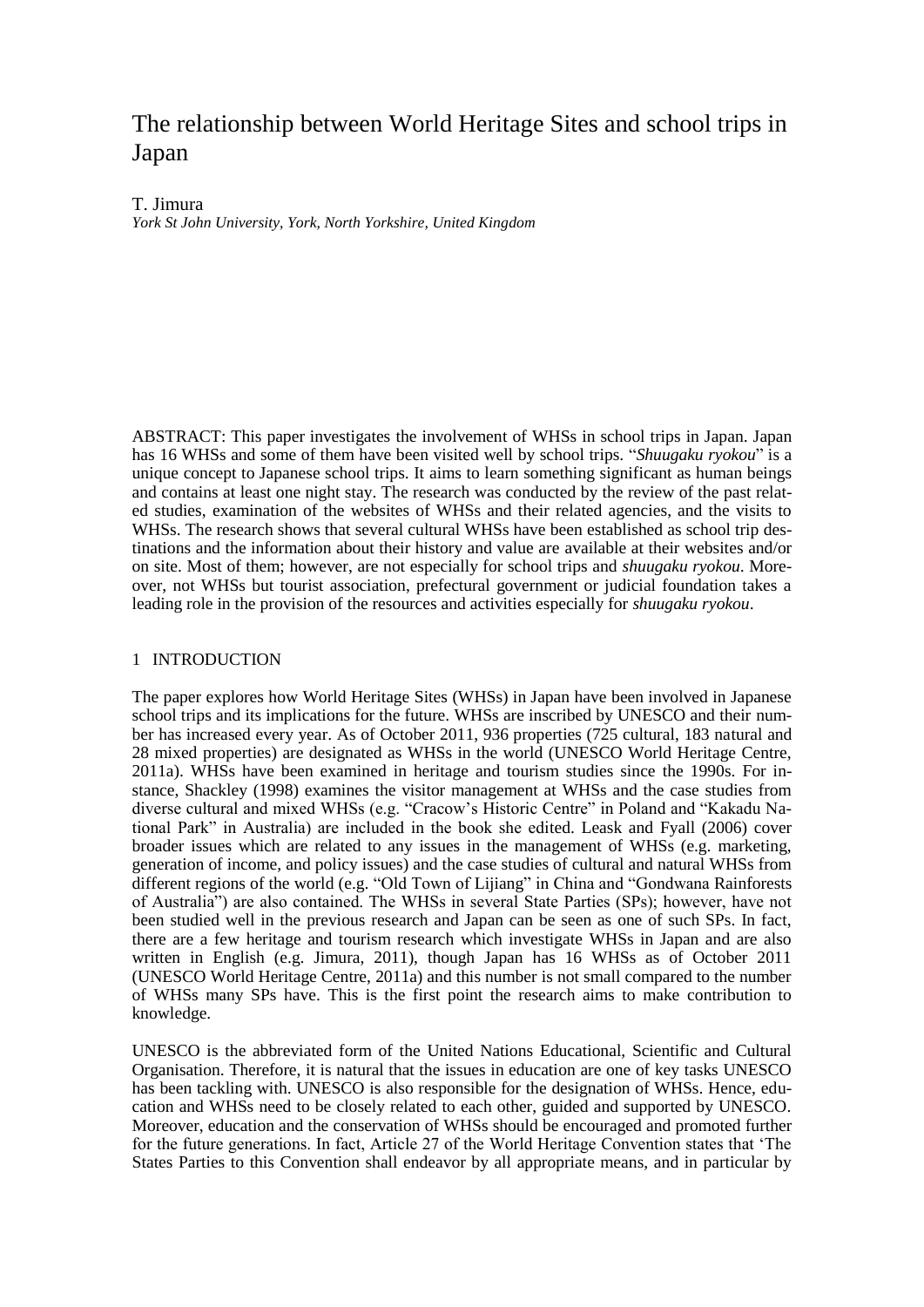# The relationship between World Heritage Sites and school trips in Japan

T. Jimura

*York St John University, York, North Yorkshire, United Kingdom*

ABSTRACT: This paper investigates the involvement of WHSs in school trips in Japan. Japan has 16 WHSs and some of them have been visited well by school trips. "*Shuugaku ryokou*" is a unique concept to Japanese school trips. It aims to learn something significant as human beings and contains at least one night stay. The research was conducted by the review of the past related studies, examination of the websites of WHSs and their related agencies, and the visits to WHSs. The research shows that several cultural WHSs have been established as school trip destinations and the information about their history and value are available at their websites and/or on site. Most of them; however, are not especially for school trips and *shuugaku ryokou*. Moreover, not WHSs but tourist association, prefectural government or judicial foundation takes a leading role in the provision of the resources and activities especially for *shuugaku ryokou*.

## 1 INTRODUCTION

The paper explores how World Heritage Sites (WHSs) in Japan have been involved in Japanese school trips and its implications for the future. WHSs are inscribed by UNESCO and their number has increased every year. As of October 2011, 936 properties (725 cultural, 183 natural and 28 mixed properties) are designated as WHSs in the world (UNESCO World Heritage Centre, 2011a). WHSs have been examined in heritage and tourism studies since the 1990s. For instance, Shackley (1998) examines the visitor management at WHSs and the case studies from diverse cultural and mixed WHSs (e.g. "Cracow's Historic Centre" in Poland and "Kakadu National Park" in Australia) are included in the book she edited. Leask and Fyall (2006) cover broader issues which are related to any issues in the management of WHSs (e.g. marketing, generation of income, and policy issues) and the case studies of cultural and natural WHSs from different regions of the world (e.g. "Old Town of Lijiang" in China and "Gondwana Rainforests of Australia") are also contained. The WHSs in several State Parties (SPs); however, have not been studied well in the previous research and Japan can be seen as one of such SPs. In fact, there are a few heritage and tourism research which investigate WHSs in Japan and are also written in English (e.g. Jimura, 2011), though Japan has 16 WHSs as of October 2011 (UNESCO World Heritage Centre, 2011a) and this number is not small compared to the number of WHSs many SPs have. This is the first point the research aims to make contribution to knowledge.

UNESCO is the abbreviated form of the United Nations Educational, Scientific and Cultural Organisation. Therefore, it is natural that the issues in education are one of key tasks UNESCO has been tackling with. UNESCO is also responsible for the designation of WHSs. Hence, education and WHSs need to be closely related to each other, guided and supported by UNESCO. Moreover, education and the conservation of WHSs should be encouraged and promoted further for the future generations. In fact, Article 27 of the World Heritage Convention states that 'The States Parties to this Convention shall endeavor by all appropriate means, and in particular by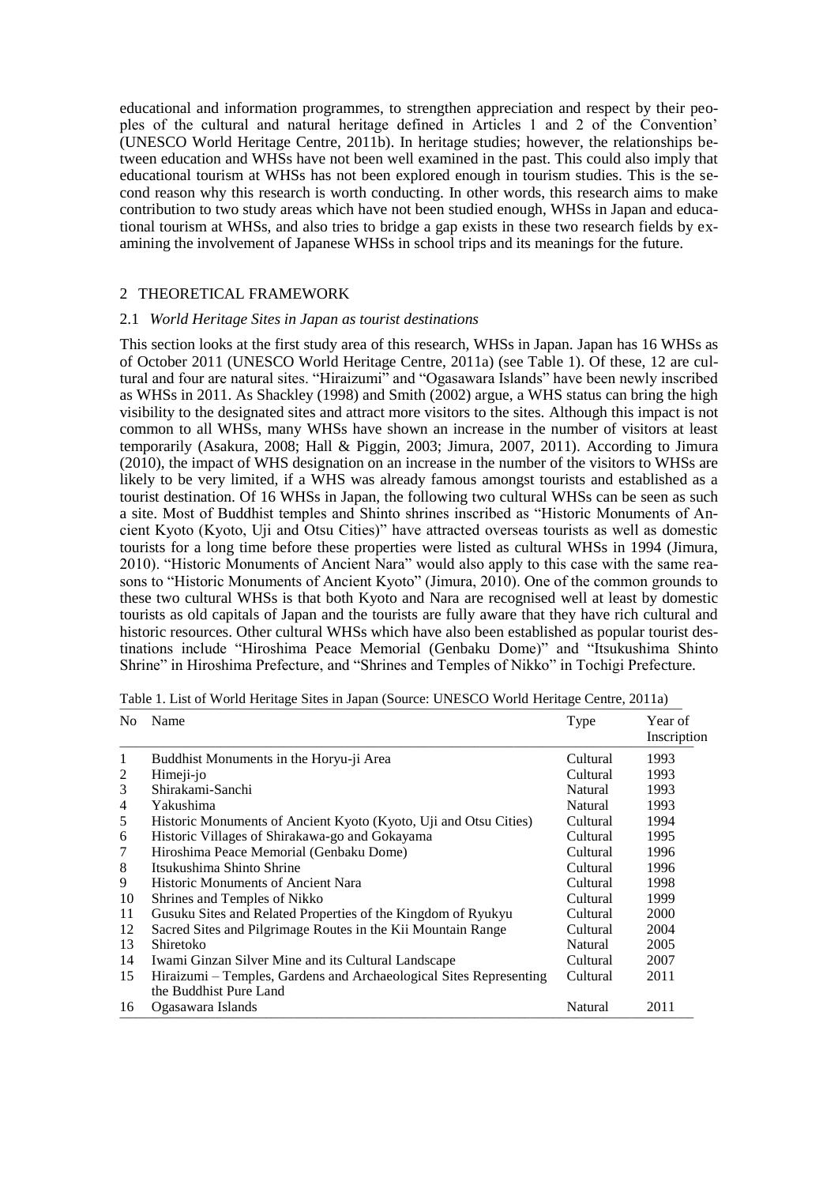educational and information programmes, to strengthen appreciation and respect by their peoples of the cultural and natural heritage defined in Articles 1 and 2 of the Convention' (UNESCO World Heritage Centre, 2011b). In heritage studies; however, the relationships between education and WHSs have not been well examined in the past. This could also imply that educational tourism at WHSs has not been explored enough in tourism studies. This is the second reason why this research is worth conducting. In other words, this research aims to make contribution to two study areas which have not been studied enough, WHSs in Japan and educational tourism at WHSs, and also tries to bridge a gap exists in these two research fields by examining the involvement of Japanese WHSs in school trips and its meanings for the future.

## 2 THEORETICAL FRAMEWORK

### 2.1 *World Heritage Sites in Japan as tourist destinations*

This section looks at the first study area of this research, WHSs in Japan. Japan has 16 WHSs as of October 2011 (UNESCO World Heritage Centre, 2011a) (see Table 1). Of these, 12 are cultural and four are natural sites. "Hiraizumi" and "Ogasawara Islands" have been newly inscribed as WHSs in 2011. As Shackley (1998) and Smith (2002) argue, a WHS status can bring the high visibility to the designated sites and attract more visitors to the sites. Although this impact is not common to all WHSs, many WHSs have shown an increase in the number of visitors at least temporarily (Asakura, 2008; Hall & Piggin, 2003; Jimura, 2007, 2011). According to Jimura (2010), the impact of WHS designation on an increase in the number of the visitors to WHSs are likely to be very limited, if a WHS was already famous amongst tourists and established as a tourist destination. Of 16 WHSs in Japan, the following two cultural WHSs can be seen as such a site. Most of Buddhist temples and Shinto shrines inscribed as "Historic Monuments of Ancient Kyoto (Kyoto, Uji and Otsu Cities)" have attracted overseas tourists as well as domestic tourists for a long time before these properties were listed as cultural WHSs in 1994 (Jimura, 2010). "Historic Monuments of Ancient Nara" would also apply to this case with the same reasons to "Historic Monuments of Ancient Kyoto" (Jimura, 2010). One of the common grounds to these two cultural WHSs is that both Kyoto and Nara are recognised well at least by domestic tourists as old capitals of Japan and the tourists are fully aware that they have rich cultural and historic resources. Other cultural WHSs which have also been established as popular tourist destinations include "Hiroshima Peace Memorial (Genbaku Dome)" and "Itsukushima Shinto Shrine" in Hiroshima Prefecture, and "Shrines and Temples of Nikko" in Tochigi Prefecture.

Table 1. List of World Heritage Sites in Japan (Source: UNESCO World Heritage Centre, 2011a)

| No | Name | Type | Year of Inscription |
|---|---|---|---|
| 1 | Buddhist Monuments in the Horyu-ji Area | Cultural | 1993 |
| 2 | Himeji-jo | Cultural | 1993 |
| 3 | Shirakami-Sanchi | Natural | 1993 |
| 4 | Yakushima | Natural | 1993 |
| 5 | Historic Monuments of Ancient Kyoto (Kyoto, Uji and Otsu Cities) | Cultural | 1994 |
| 6 | Historic Villages of Shirakawa-go and Gokayama | Cultural | 1995 |
| 7 | Hiroshima Peace Memorial (Genbaku Dome) | Cultural | 1996 |
| 8 | Itsukushima Shinto Shrine | Cultural | 1996 |
| 9 | Historic Monuments of Ancient Nara | Cultural | 1998 |
| 10 | Shrines and Temples of Nikko | Cultural | 1999 |
| 11 | Gusuku Sites and Related Properties of the Kingdom of Ryukyu | Cultural | 2000 |
| 12 | Sacred Sites and Pilgrimage Routes in the Kii Mountain Range | Cultural | 2004 |
| 13 | Shiretoko | Natural | 2005 |
| 14 | Iwami Ginzan Silver Mine and its Cultural Landscape | Cultural | 2007 |
| 15 | Hiraizumi – Temples, Gardens and Archaeological Sites Representing the Buddhist Pure Land | Cultural | 2011 |
| 16 | Ogasawara Islands | Natural | 2011 |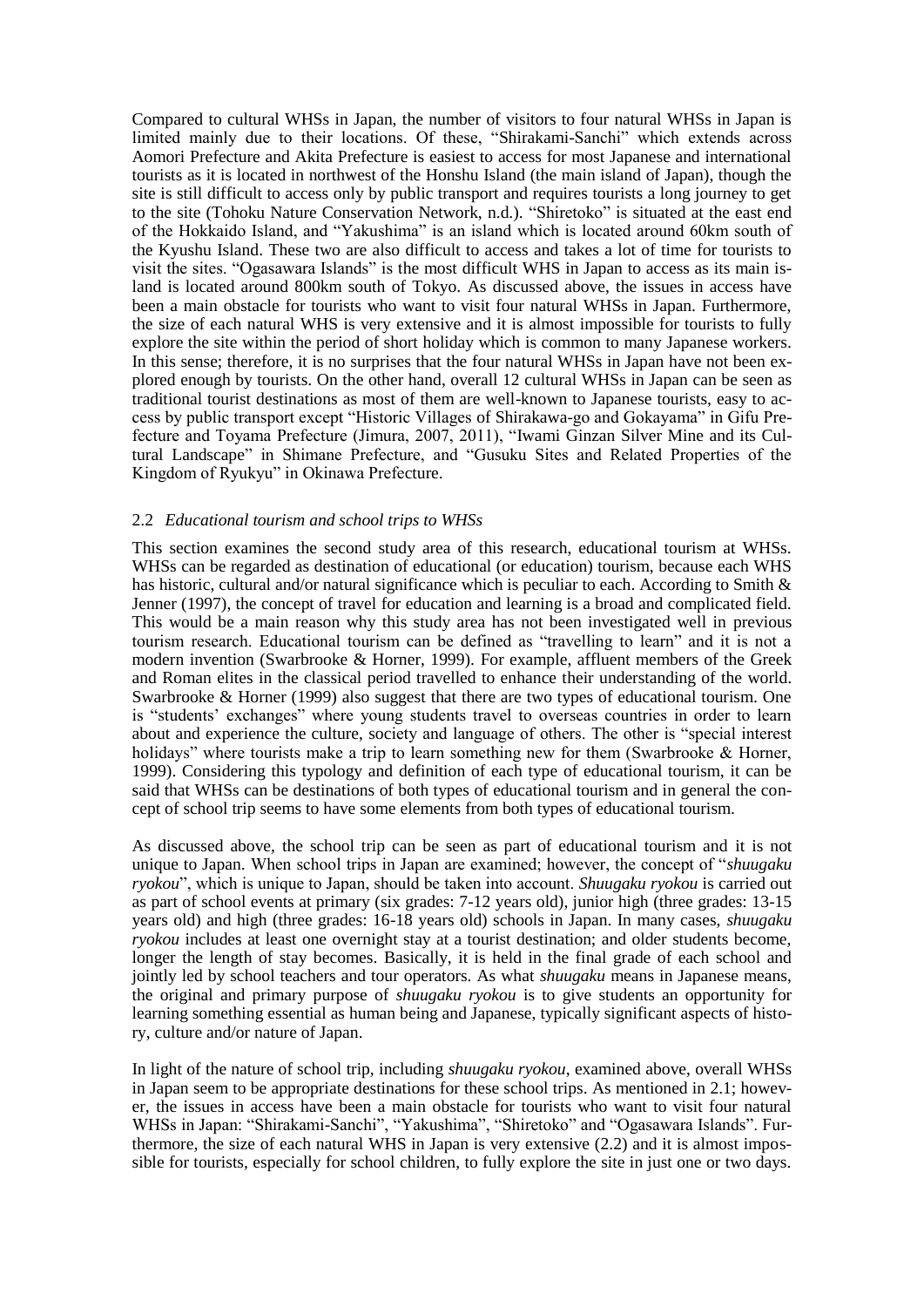Compared to cultural WHSs in Japan, the number of visitors to four natural WHSs in Japan is limited mainly due to their locations. Of these, "Shirakami-Sanchi" which extends across Aomori Prefecture and Akita Prefecture is easiest to access for most Japanese and international tourists as it is located in northwest of the Honshu Island (the main island of Japan), though the site is still difficult to access only by public transport and requires tourists a long journey to get to the site (Tohoku Nature Conservation Network, n.d.). "Shiretoko" is situated at the east end of the Hokkaido Island, and "Yakushima" is an island which is located around 60km south of the Kyushu Island. These two are also difficult to access and takes a lot of time for tourists to visit the sites. "Ogasawara Islands" is the most difficult WHS in Japan to access as its main island is located around 800km south of Tokyo. As discussed above, the issues in access have been a main obstacle for tourists who want to visit four natural WHSs in Japan. Furthermore, the size of each natural WHS is very extensive and it is almost impossible for tourists to fully explore the site within the period of short holiday which is common to many Japanese workers. In this sense; therefore, it is no surprises that the four natural WHSs in Japan have not been explored enough by tourists. On the other hand, overall 12 cultural WHSs in Japan can be seen as traditional tourist destinations as most of them are well-known to Japanese tourists, easy to access by public transport except "Historic Villages of Shirakawa-go and Gokayama" in Gifu Prefecture and Toyama Prefecture (Jimura, 2007, 2011), "Iwami Ginzan Silver Mine and its Cultural Landscape" in Shimane Prefecture, and "Gusuku Sites and Related Properties of the Kingdom of Ryukyu" in Okinawa Prefecture.

### 2.2 *Educational tourism and school trips to WHSs*

This section examines the second study area of this research, educational tourism at WHSs. WHSs can be regarded as destination of educational (or education) tourism, because each WHS has historic, cultural and/or natural significance which is peculiar to each. According to Smith & Jenner (1997), the concept of travel for education and learning is a broad and complicated field. This would be a main reason why this study area has not been investigated well in previous tourism research. Educational tourism can be defined as "travelling to learn" and it is not a modern invention (Swarbrooke & Horner, 1999). For example, affluent members of the Greek and Roman elites in the classical period travelled to enhance their understanding of the world. Swarbrooke & Horner (1999) also suggest that there are two types of educational tourism. One is "students' exchanges" where young students travel to overseas countries in order to learn about and experience the culture, society and language of others. The other is "special interest holidays" where tourists make a trip to learn something new for them (Swarbrooke & Horner, 1999). Considering this typology and definition of each type of educational tourism, it can be said that WHSs can be destinations of both types of educational tourism and in general the concept of school trip seems to have some elements from both types of educational tourism.

As discussed above, the school trip can be seen as part of educational tourism and it is not unique to Japan. When school trips in Japan are examined; however, the concept of "*shuugaku ryokou*", which is unique to Japan, should be taken into account. *Shuugaku ryokou* is carried out as part of school events at primary (six grades: 7-12 years old), junior high (three grades: 13-15 years old) and high (three grades: 16-18 years old) schools in Japan. In many cases, *shuugaku ryokou* includes at least one overnight stay at a tourist destination; and older students become, longer the length of stay becomes. Basically, it is held in the final grade of each school and jointly led by school teachers and tour operators. As what *shuugaku* means in Japanese means, the original and primary purpose of *shuugaku ryokou* is to give students an opportunity for learning something essential as human being and Japanese, typically significant aspects of history, culture and/or nature of Japan.

In light of the nature of school trip, including *shuugaku ryokou*, examined above, overall WHSs in Japan seem to be appropriate destinations for these school trips. As mentioned in 2.1; however, the issues in access have been a main obstacle for tourists who want to visit four natural WHSs in Japan: "Shirakami-Sanchi", "Yakushima", "Shiretoko" and "Ogasawara Islands". Furthermore, the size of each natural WHS in Japan is very extensive (2.2) and it is almost impossible for tourists, especially for school children, to fully explore the site in just one or two days.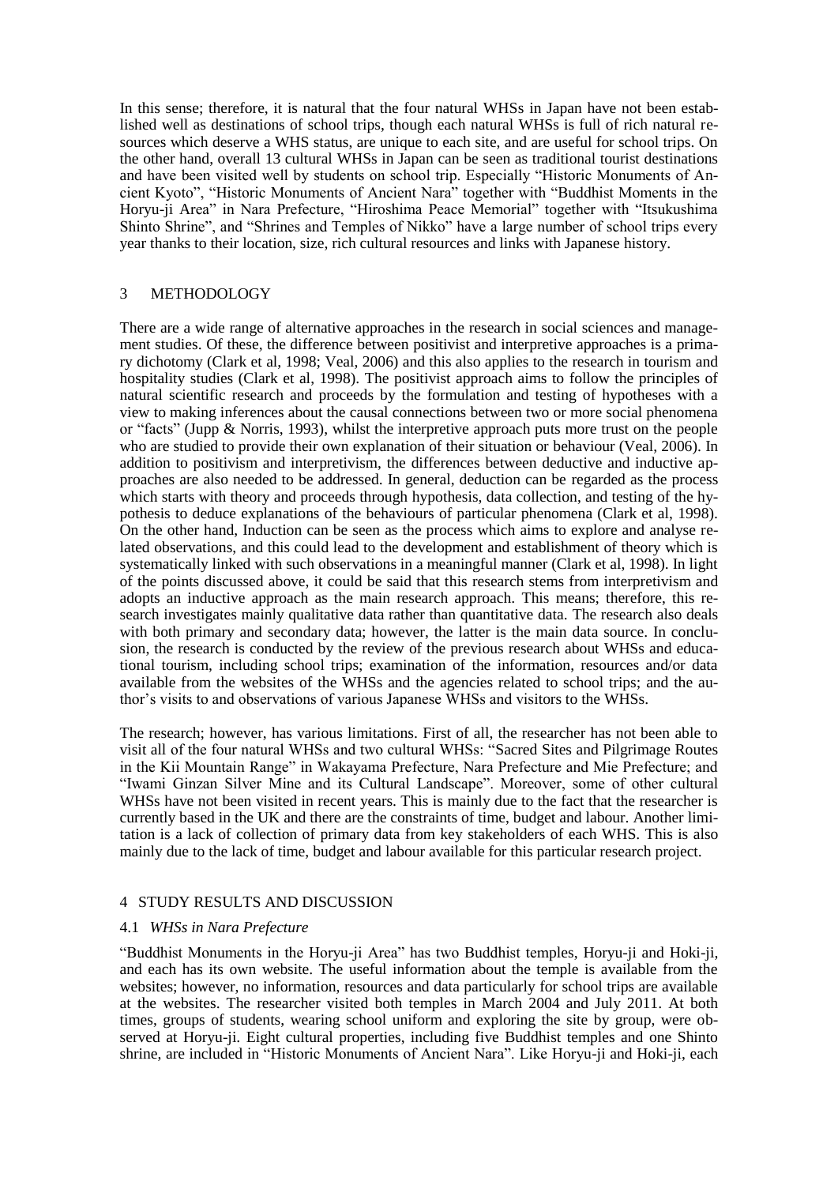In this sense; therefore, it is natural that the four natural WHSs in Japan have not been established well as destinations of school trips, though each natural WHSs is full of rich natural resources which deserve a WHS status, are unique to each site, and are useful for school trips. On the other hand, overall 13 cultural WHSs in Japan can be seen as traditional tourist destinations and have been visited well by students on school trip. Especially "Historic Monuments of Ancient Kyoto", "Historic Monuments of Ancient Nara" together with "Buddhist Moments in the Horyu-ji Area" in Nara Prefecture, "Hiroshima Peace Memorial" together with "Itsukushima Shinto Shrine", and "Shrines and Temples of Nikko" have a large number of school trips every year thanks to their location, size, rich cultural resources and links with Japanese history.

## 3 METHODOLOGY

There are a wide range of alternative approaches in the research in social sciences and management studies. Of these, the difference between positivist and interpretive approaches is a primary dichotomy (Clark et al, 1998; Veal, 2006) and this also applies to the research in tourism and hospitality studies (Clark et al, 1998). The positivist approach aims to follow the principles of natural scientific research and proceeds by the formulation and testing of hypotheses with a view to making inferences about the causal connections between two or more social phenomena or "facts" (Jupp & Norris, 1993), whilst the interpretive approach puts more trust on the people who are studied to provide their own explanation of their situation or behaviour (Veal, 2006). In addition to positivism and interpretivism, the differences between deductive and inductive approaches are also needed to be addressed. In general, deduction can be regarded as the process which starts with theory and proceeds through hypothesis, data collection, and testing of the hypothesis to deduce explanations of the behaviours of particular phenomena (Clark et al, 1998). On the other hand, Induction can be seen as the process which aims to explore and analyse related observations, and this could lead to the development and establishment of theory which is systematically linked with such observations in a meaningful manner (Clark et al, 1998). In light of the points discussed above, it could be said that this research stems from interpretivism and adopts an inductive approach as the main research approach. This means; therefore, this research investigates mainly qualitative data rather than quantitative data. The research also deals with both primary and secondary data; however, the latter is the main data source. In conclusion, the research is conducted by the review of the previous research about WHSs and educational tourism, including school trips; examination of the information, resources and/or data available from the websites of the WHSs and the agencies related to school trips; and the author's visits to and observations of various Japanese WHSs and visitors to the WHSs.

The research; however, has various limitations. First of all, the researcher has not been able to visit all of the four natural WHSs and two cultural WHSs: "Sacred Sites and Pilgrimage Routes in the Kii Mountain Range" in Wakayama Prefecture, Nara Prefecture and Mie Prefecture; and "Iwami Ginzan Silver Mine and its Cultural Landscape". Moreover, some of other cultural WHSs have not been visited in recent years. This is mainly due to the fact that the researcher is currently based in the UK and there are the constraints of time, budget and labour. Another limitation is a lack of collection of primary data from key stakeholders of each WHS. This is also mainly due to the lack of time, budget and labour available for this particular research project.

## 4 STUDY RESULTS AND DISCUSSION

### 4.1 *WHSs in Nara Prefecture*

"Buddhist Monuments in the Horyu-ji Area" has two Buddhist temples, Horyu-ji and Hoki-ji, and each has its own website. The useful information about the temple is available from the websites; however, no information, resources and data particularly for school trips are available at the websites. The researcher visited both temples in March 2004 and July 2011. At both times, groups of students, wearing school uniform and exploring the site by group, were observed at Horyu-ji. Eight cultural properties, including five Buddhist temples and one Shinto shrine, are included in "Historic Monuments of Ancient Nara". Like Horyu-ji and Hoki-ji, each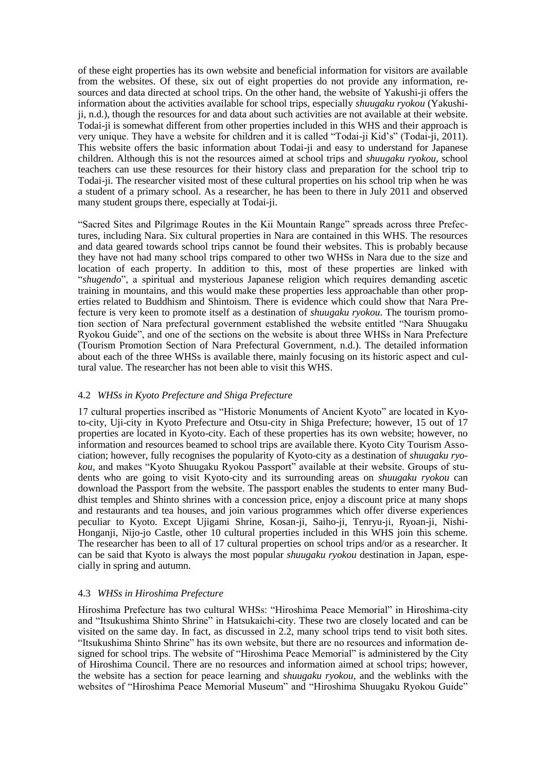of these eight properties has its own website and beneficial information for visitors are available from the websites. Of these, six out of eight properties do not provide any information, resources and data directed at school trips. On the other hand, the website of Yakushi-ji offers the information about the activities available for school trips, especially *shuugaku ryokou* (Yakushi-ji, n.d.), though the resources for and data about such activities are not available at their website. Todai-ji is somewhat different from other properties included in this WHS and their approach is very unique. They have a website for children and it is called "Todai-ji Kid's" (Todai-ji, 2011). This website offers the basic information about Todai-ji and easy to understand for Japanese children. Although this is not the resources aimed at school trips and *shuugaku ryokou*, school teachers can use these resources for their history class and preparation for the school trip to Todai-ji. The researcher visited most of these cultural properties on his school trip when he was a student of a primary school. As a researcher, he has been to there in July 2011 and observed many student groups there, especially at Todai-ji.

"Sacred Sites and Pilgrimage Routes in the Kii Mountain Range" spreads across three Prefectures, including Nara. Six cultural properties in Nara are contained in this WHS. The resources and data geared towards school trips cannot be found their websites. This is probably because they have not had many school trips compared to other two WHSs in Nara due to the size and location of each property. In addition to this, most of these properties are linked with "*shugendo*", a spiritual and mysterious Japanese religion which requires demanding ascetic training in mountains, and this would make these properties less approachable than other properties related to Buddhism and Shintoism. There is evidence which could show that Nara Prefecture is very keen to promote itself as a destination of *shuugaku ryokou*. The tourism promotion section of Nara prefectural government established the website entitled "Nara Shuugaku Ryokou Guide", and one of the sections on the website is about three WHSs in Nara Prefecture (Tourism Promotion Section of Nara Prefectural Government, n.d.). The detailed information about each of the three WHSs is available there, mainly focusing on its historic aspect and cultural value. The researcher has not been able to visit this WHS.

### 4.2 *WHSs in Kyoto Prefecture and Shiga Prefecture*

17 cultural properties inscribed as "Historic Monuments of Ancient Kyoto" are located in Kyoto-city, Uji-city in Kyoto Prefecture and Otsu-city in Shiga Prefecture; however, 15 out of 17 properties are located in Kyoto-city. Each of these properties has its own website; however, no information and resources beamed to school trips are available there. Kyoto City Tourism Association; however, fully recognises the popularity of Kyoto-city as a destination of *shuugaku ryokou*, and makes "Kyoto Shuugaku Ryokou Passport" available at their website. Groups of students who are going to visit Kyoto-city and its surrounding areas on *shuugaku ryokou* can download the Passport from the website. The passport enables the students to enter many Buddhist temples and Shinto shrines with a concession price, enjoy a discount price at many shops and restaurants and tea houses, and join various programmes which offer diverse experiences peculiar to Kyoto. Except Ujigami Shrine, Kosan-ji, Saiho-ji, Tenryu-ji, Ryoan-ji, Nishi-Honganji, Nijo-jo Castle, other 10 cultural properties included in this WHS join this scheme. The researcher has been to all of 17 cultural properties on school trips and/or as a researcher. It can be said that Kyoto is always the most popular *shuugaku ryokou* destination in Japan, especially in spring and autumn.

### 4.3 *WHSs in Hiroshima Prefecture*

Hiroshima Prefecture has two cultural WHSs: "Hiroshima Peace Memorial" in Hiroshima-city and "Itsukushima Shinto Shrine" in Hatsukaichi-city. These two are closely located and can be visited on the same day. In fact, as discussed in 2.2, many school trips tend to visit both sites. "Itsukushima Shinto Shrine" has its own website, but there are no resources and information designed for school trips. The website of "Hiroshima Peace Memorial" is administered by the City of Hiroshima Council. There are no resources and information aimed at school trips; however, the website has a section for peace learning and *shuugaku ryokou*, and the weblinks with the websites of "Hiroshima Peace Memorial Museum" and "Hiroshima Shuugaku Ryokou Guide"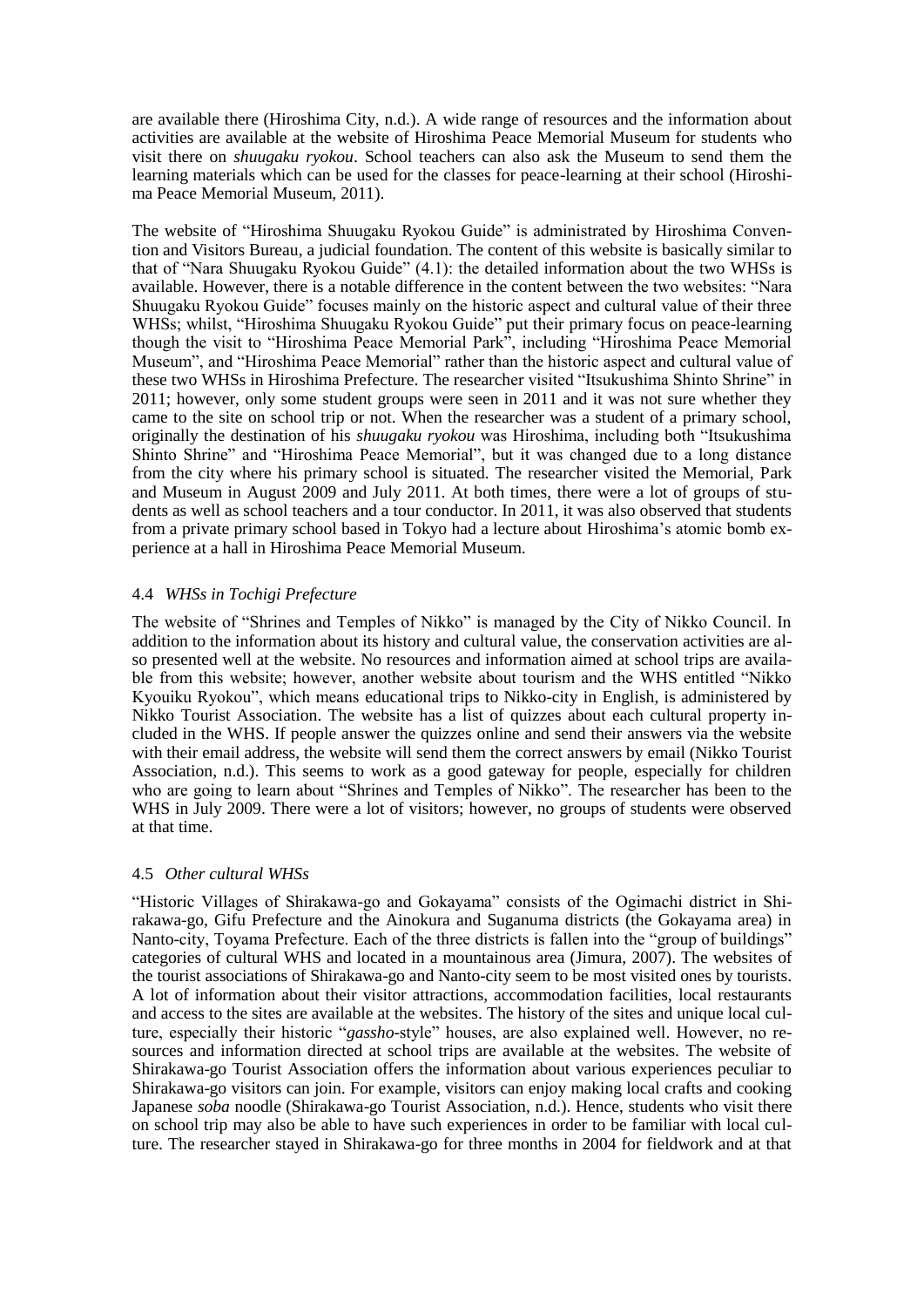are available there (Hiroshima City, n.d.). A wide range of resources and the information about activities are available at the website of Hiroshima Peace Memorial Museum for students who visit there on *shuugaku ryokou*. School teachers can also ask the Museum to send them the learning materials which can be used for the classes for peace-learning at their school (Hiroshima Peace Memorial Museum, 2011).

The website of "Hiroshima Shuugaku Ryokou Guide" is administrated by Hiroshima Convention and Visitors Bureau, a judicial foundation. The content of this website is basically similar to that of "Nara Shuugaku Ryokou Guide" (4.1): the detailed information about the two WHSs is available. However, there is a notable difference in the content between the two websites: "Nara Shuugaku Ryokou Guide" focuses mainly on the historic aspect and cultural value of their three WHSs; whilst, "Hiroshima Shuugaku Ryokou Guide" put their primary focus on peace-learning though the visit to "Hiroshima Peace Memorial Park", including "Hiroshima Peace Memorial Museum", and "Hiroshima Peace Memorial" rather than the historic aspect and cultural value of these two WHSs in Hiroshima Prefecture. The researcher visited "Itsukushima Shinto Shrine" in 2011; however, only some student groups were seen in 2011 and it was not sure whether they came to the site on school trip or not. When the researcher was a student of a primary school, originally the destination of his *shuugaku ryokou* was Hiroshima, including both "Itsukushima Shinto Shrine" and "Hiroshima Peace Memorial", but it was changed due to a long distance from the city where his primary school is situated. The researcher visited the Memorial, Park and Museum in August 2009 and July 2011. At both times, there were a lot of groups of students as well as school teachers and a tour conductor. In 2011, it was also observed that students from a private primary school based in Tokyo had a lecture about Hiroshima's atomic bomb experience at a hall in Hiroshima Peace Memorial Museum.

### 4.4 *WHSs in Tochigi Prefecture*

The website of "Shrines and Temples of Nikko" is managed by the City of Nikko Council. In addition to the information about its history and cultural value, the conservation activities are also presented well at the website. No resources and information aimed at school trips are available from this website; however, another website about tourism and the WHS entitled "Nikko Kyouiku Ryokou", which means educational trips to Nikko-city in English, is administered by Nikko Tourist Association. The website has a list of quizzes about each cultural property included in the WHS. If people answer the quizzes online and send their answers via the website with their email address, the website will send them the correct answers by email (Nikko Tourist Association, n.d.). This seems to work as a good gateway for people, especially for children who are going to learn about "Shrines and Temples of Nikko". The researcher has been to the WHS in July 2009. There were a lot of visitors; however, no groups of students were observed at that time.

### 4.5 *Other cultural WHSs*

"Historic Villages of Shirakawa-go and Gokayama" consists of the Ogimachi district in Shirakawa-go, Gifu Prefecture and the Ainokura and Suganuma districts (the Gokayama area) in Nanto-city, Toyama Prefecture. Each of the three districts is fallen into the "group of buildings" categories of cultural WHS and located in a mountainous area (Jimura, 2007). The websites of the tourist associations of Shirakawa-go and Nanto-city seem to be most visited ones by tourists. A lot of information about their visitor attractions, accommodation facilities, local restaurants and access to the sites are available at the websites. The history of the sites and unique local culture, especially their historic "*gassho*-style" houses, are also explained well. However, no resources and information directed at school trips are available at the websites. The website of Shirakawa-go Tourist Association offers the information about various experiences peculiar to Shirakawa-go visitors can join. For example, visitors can enjoy making local crafts and cooking Japanese *soba* noodle (Shirakawa-go Tourist Association, n.d.). Hence, students who visit there on school trip may also be able to have such experiences in order to be familiar with local culture. The researcher stayed in Shirakawa-go for three months in 2004 for fieldwork and at that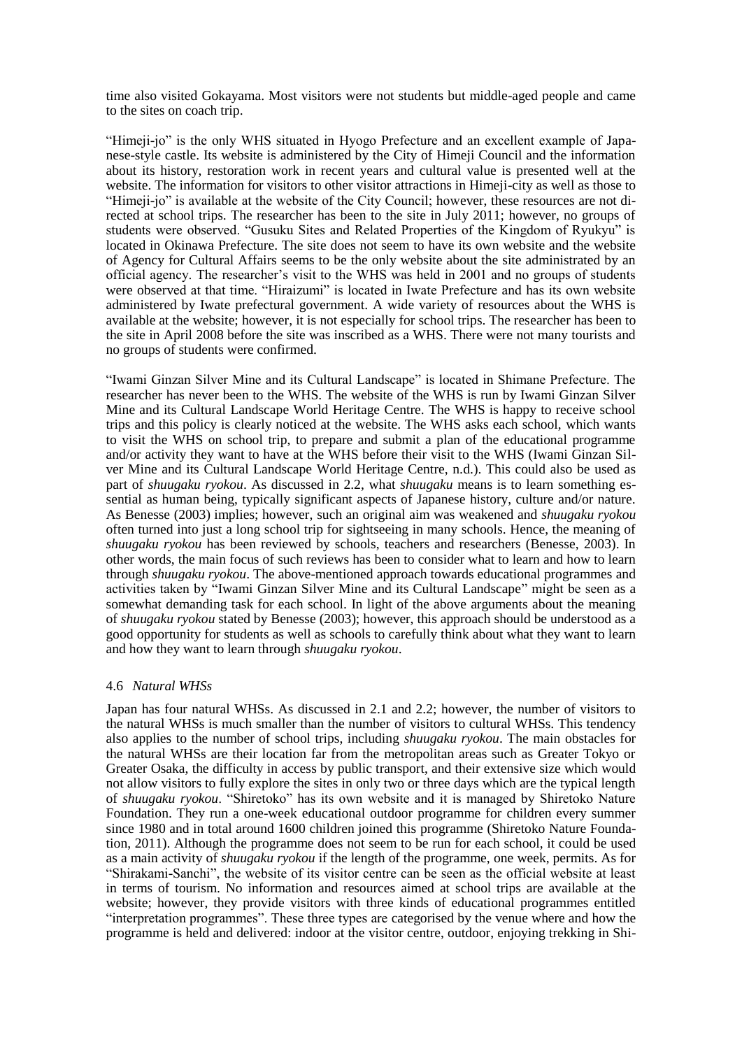time also visited Gokayama. Most visitors were not students but middle-aged people and came to the sites on coach trip.

"Himeji-jo" is the only WHS situated in Hyogo Prefecture and an excellent example of Japanese-style castle. Its website is administered by the City of Himeji Council and the information about its history, restoration work in recent years and cultural value is presented well at the website. The information for visitors to other visitor attractions in Himeji-city as well as those to "Himeji-jo" is available at the website of the City Council; however, these resources are not directed at school trips. The researcher has been to the site in July 2011; however, no groups of students were observed. "Gusuku Sites and Related Properties of the Kingdom of Ryukyu" is located in Okinawa Prefecture. The site does not seem to have its own website and the website of Agency for Cultural Affairs seems to be the only website about the site administrated by an official agency. The researcher's visit to the WHS was held in 2001 and no groups of students were observed at that time. "Hiraizumi" is located in Iwate Prefecture and has its own website administered by Iwate prefectural government. A wide variety of resources about the WHS is available at the website; however, it is not especially for school trips. The researcher has been to the site in April 2008 before the site was inscribed as a WHS. There were not many tourists and no groups of students were confirmed.

"Iwami Ginzan Silver Mine and its Cultural Landscape" is located in Shimane Prefecture. The researcher has never been to the WHS. The website of the WHS is run by Iwami Ginzan Silver Mine and its Cultural Landscape World Heritage Centre. The WHS is happy to receive school trips and this policy is clearly noticed at the website. The WHS asks each school, which wants to visit the WHS on school trip, to prepare and submit a plan of the educational programme and/or activity they want to have at the WHS before their visit to the WHS (Iwami Ginzan Silver Mine and its Cultural Landscape World Heritage Centre, n.d.). This could also be used as part of *shuugaku ryokou*. As discussed in 2.2, what *shuugaku* means is to learn something essential as human being, typically significant aspects of Japanese history, culture and/or nature. As Benesse (2003) implies; however, such an original aim was weakened and *shuugaku ryokou* often turned into just a long school trip for sightseeing in many schools. Hence, the meaning of *shuugaku ryokou* has been reviewed by schools, teachers and researchers (Benesse, 2003). In other words, the main focus of such reviews has been to consider what to learn and how to learn through *shuugaku ryokou*. The above-mentioned approach towards educational programmes and activities taken by "Iwami Ginzan Silver Mine and its Cultural Landscape" might be seen as a somewhat demanding task for each school. In light of the above arguments about the meaning of *shuugaku ryokou* stated by Benesse (2003); however, this approach should be understood as a good opportunity for students as well as schools to carefully think about what they want to learn and how they want to learn through *shuugaku ryokou*.

### 4.6 *Natural WHSs*

Japan has four natural WHSs. As discussed in 2.1 and 2.2; however, the number of visitors to the natural WHSs is much smaller than the number of visitors to cultural WHSs. This tendency also applies to the number of school trips, including *shuugaku ryokou*. The main obstacles for the natural WHSs are their location far from the metropolitan areas such as Greater Tokyo or Greater Osaka, the difficulty in access by public transport, and their extensive size which would not allow visitors to fully explore the sites in only two or three days which are the typical length of *shuugaku ryokou*. "Shiretoko" has its own website and it is managed by Shiretoko Nature Foundation. They run a one-week educational outdoor programme for children every summer since 1980 and in total around 1600 children joined this programme (Shiretoko Nature Foundation, 2011). Although the programme does not seem to be run for each school, it could be used as a main activity of *shuugaku ryokou* if the length of the programme, one week, permits. As for "Shirakami-Sanchi", the website of its visitor centre can be seen as the official website at least in terms of tourism. No information and resources aimed at school trips are available at the website; however, they provide visitors with three kinds of educational programmes entitled "interpretation programmes". These three types are categorised by the venue where and how the programme is held and delivered: indoor at the visitor centre, outdoor, enjoying trekking in Shi-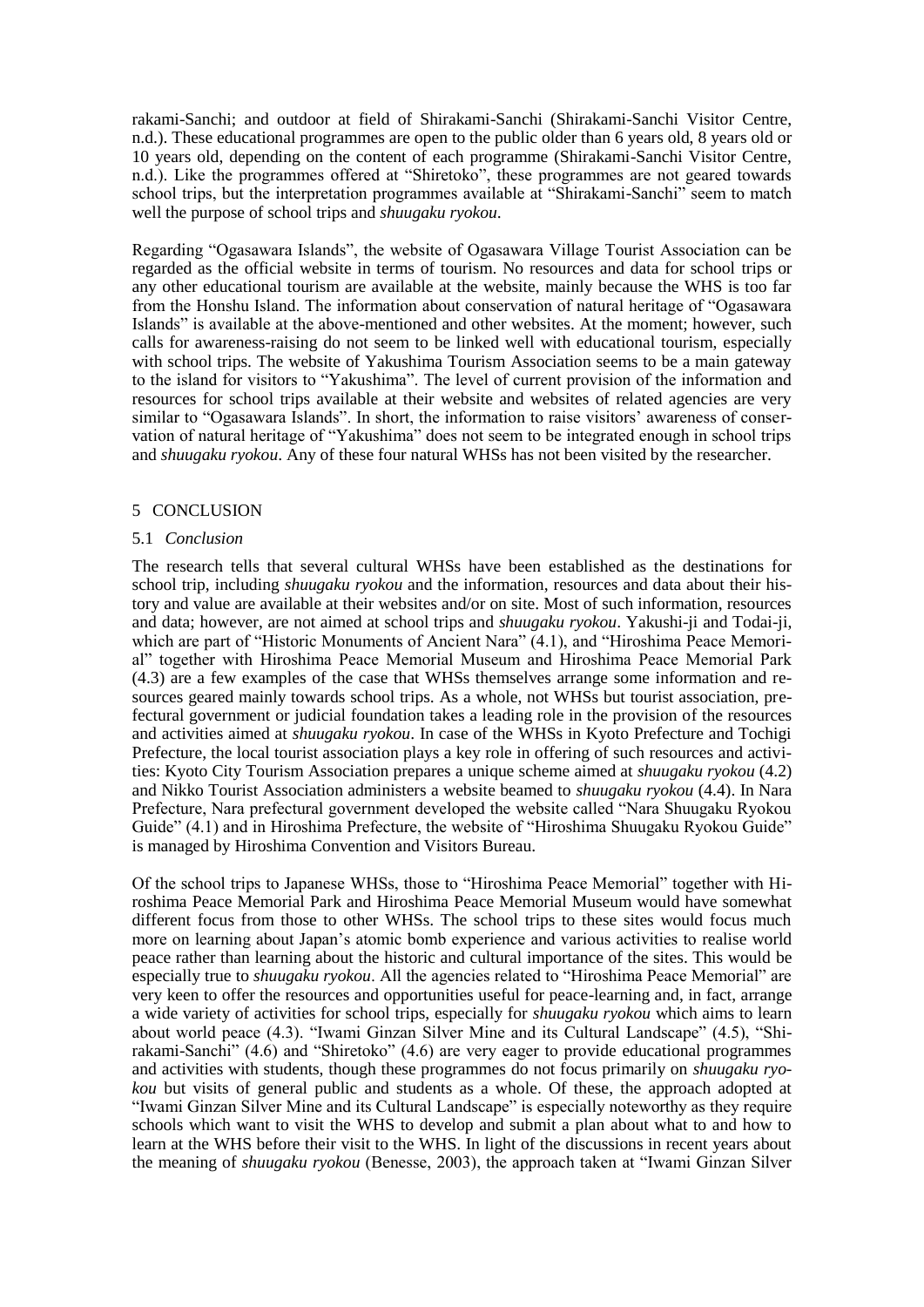rakami-Sanchi; and outdoor at field of Shirakami-Sanchi (Shirakami-Sanchi Visitor Centre, n.d.). These educational programmes are open to the public older than 6 years old, 8 years old or 10 years old, depending on the content of each programme (Shirakami-Sanchi Visitor Centre, n.d.). Like the programmes offered at "Shiretoko", these programmes are not geared towards school trips, but the interpretation programmes available at "Shirakami-Sanchi" seem to match well the purpose of school trips and *shuugaku ryokou*.

Regarding "Ogasawara Islands", the website of Ogasawara Village Tourist Association can be regarded as the official website in terms of tourism. No resources and data for school trips or any other educational tourism are available at the website, mainly because the WHS is too far from the Honshu Island. The information about conservation of natural heritage of "Ogasawara Islands" is available at the above-mentioned and other websites. At the moment; however, such calls for awareness-raising do not seem to be linked well with educational tourism, especially with school trips. The website of Yakushima Tourism Association seems to be a main gateway to the island for visitors to "Yakushima". The level of current provision of the information and resources for school trips available at their website and websites of related agencies are very similar to "Ogasawara Islands". In short, the information to raise visitors' awareness of conservation of natural heritage of "Yakushima" does not seem to be integrated enough in school trips and *shuugaku ryokou*. Any of these four natural WHSs has not been visited by the researcher.

## 5 CONCLUSION

### 5.1 *Conclusion*

The research tells that several cultural WHSs have been established as the destinations for school trip, including *shuugaku ryokou* and the information, resources and data about their history and value are available at their websites and/or on site. Most of such information, resources and data; however, are not aimed at school trips and *shuugaku ryokou*. Yakushi-ji and Todai-ji, which are part of "Historic Monuments of Ancient Nara" (4.1), and "Hiroshima Peace Memorial" together with Hiroshima Peace Memorial Museum and Hiroshima Peace Memorial Park (4.3) are a few examples of the case that WHSs themselves arrange some information and resources geared mainly towards school trips. As a whole, not WHSs but tourist association, prefectural government or judicial foundation takes a leading role in the provision of the resources and activities aimed at *shuugaku ryokou*. In case of the WHSs in Kyoto Prefecture and Tochigi Prefecture, the local tourist association plays a key role in offering of such resources and activities: Kyoto City Tourism Association prepares a unique scheme aimed at *shuugaku ryokou* (4.2) and Nikko Tourist Association administers a website beamed to *shuugaku ryokou* (4.4). In Nara Prefecture, Nara prefectural government developed the website called "Nara Shuugaku Ryokou Guide" (4.1) and in Hiroshima Prefecture, the website of "Hiroshima Shuugaku Ryokou Guide" is managed by Hiroshima Convention and Visitors Bureau.

Of the school trips to Japanese WHSs, those to "Hiroshima Peace Memorial" together with Hiroshima Peace Memorial Park and Hiroshima Peace Memorial Museum would have somewhat different focus from those to other WHSs. The school trips to these sites would focus much more on learning about Japan's atomic bomb experience and various activities to realise world peace rather than learning about the historic and cultural importance of the sites. This would be especially true to *shuugaku ryokou*. All the agencies related to "Hiroshima Peace Memorial" are very keen to offer the resources and opportunities useful for peace-learning and, in fact, arrange a wide variety of activities for school trips, especially for *shuugaku ryokou* which aims to learn about world peace (4.3). "Iwami Ginzan Silver Mine and its Cultural Landscape" (4.5), "Shirakami-Sanchi" (4.6) and "Shiretoko" (4.6) are very eager to provide educational programmes and activities with students, though these programmes do not focus primarily on *shuugaku ryokou* but visits of general public and students as a whole. Of these, the approach adopted at "Iwami Ginzan Silver Mine and its Cultural Landscape" is especially noteworthy as they require schools which want to visit the WHS to develop and submit a plan about what to and how to learn at the WHS before their visit to the WHS. In light of the discussions in recent years about the meaning of *shuugaku ryokou* (Benesse, 2003), the approach taken at "Iwami Ginzan Silver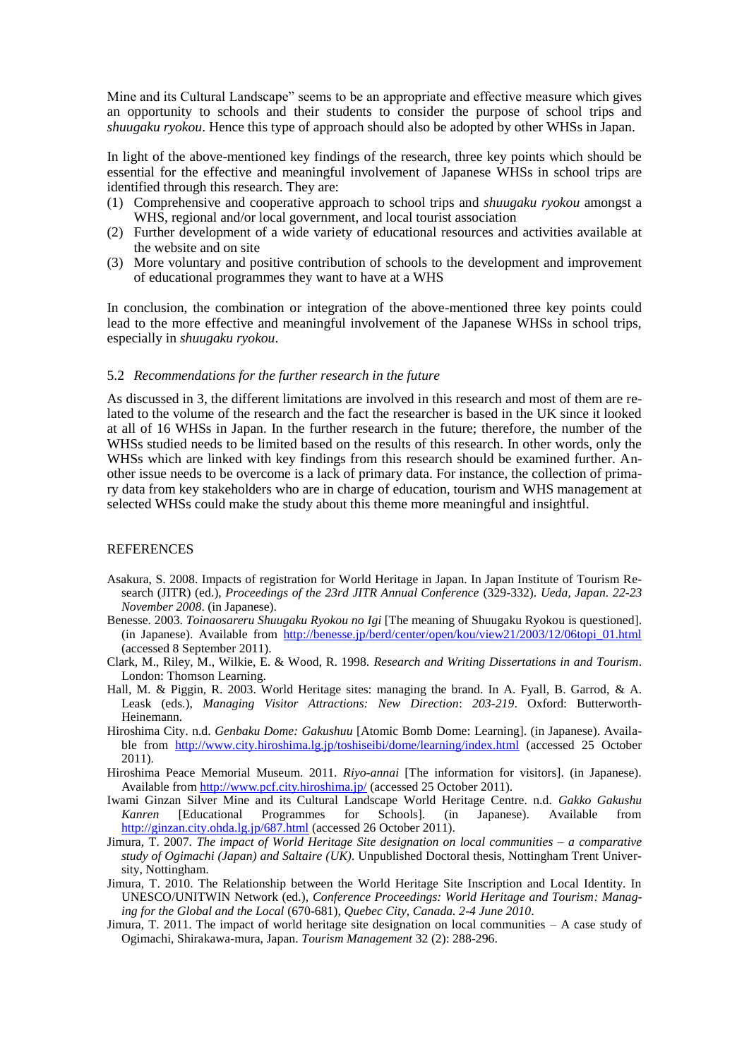Mine and its Cultural Landscape" seems to be an appropriate and effective measure which gives an opportunity to schools and their students to consider the purpose of school trips and *shuugaku ryokou*. Hence this type of approach should also be adopted by other WHSs in Japan.

In light of the above-mentioned key findings of the research, three key points which should be essential for the effective and meaningful involvement of Japanese WHSs in school trips are identified through this research. They are:

(1) Comprehensive and cooperative approach to school trips and *shuugaku ryokou* amongst a WHS, regional and/or local government, and local tourist association
(2) Further development of a wide variety of educational resources and activities available at the website and on site
(3) More voluntary and positive contribution of schools to the development and improvement of educational programmes they want to have at a WHS

In conclusion, the combination or integration of the above-mentioned three key points could lead to the more effective and meaningful involvement of the Japanese WHSs in school trips, especially in *shuugaku ryokou*.

### 5.2 *Recommendations for the further research in the future*

As discussed in 3, the different limitations are involved in this research and most of them are related to the volume of the research and the fact the researcher is based in the UK since it looked at all of 16 WHSs in Japan. In the further research in the future; therefore, the number of the WHSs studied needs to be limited based on the results of this research. In other words, only the WHSs which are linked with key findings from this research should be examined further. Another issue needs to be overcome is a lack of primary data. For instance, the collection of primary data from key stakeholders who are in charge of education, tourism and WHS management at selected WHSs could make the study about this theme more meaningful and insightful.

## REFERENCES

Asakura, S. 2008. Impacts of registration for World Heritage in Japan. In Japan Institute of Tourism Research (JITR) (ed.), *Proceedings of the 23rd JITR Annual Conference* (329-332). *Ueda, Japan. 22-23 November 2008*. (in Japanese).

Benesse. 2003. *Toinaosareru Shuugaku Ryokou no Igi* [The meaning of Shuugaku Ryokou is questioned]. (in Japanese). Available from http://benesse.jp/berd/center/open/kou/view21/2003/12/06topi_01.html (accessed 8 September 2011).

Clark, M., Riley, M., Wilkie, E. & Wood, R. 1998. *Research and Writing Dissertations in and Tourism*. London: Thomson Learning.

Hall, M. & Piggin, R. 2003. World Heritage sites: managing the brand. In A. Fyall, B. Garrod, & A. Leask (eds.), *Managing Visitor Attractions: New Direction*: *203-219*. Oxford: Butterworth-Heinemann.

Hiroshima City. n.d. *Genbaku Dome: Gakushuu* [Atomic Bomb Dome: Learning]. (in Japanese). Available from http://www.city.hiroshima.lg.jp/toshiseibi/dome/learning/index.html (accessed 25 October 2011).

Hiroshima Peace Memorial Museum. 2011. *Riyo-annai* [The information for visitors]. (in Japanese). Available from http://www.pcf.city.hiroshima.jp/ (accessed 25 October 2011).

Iwami Ginzan Silver Mine and its Cultural Landscape World Heritage Centre. n.d. *Gakko Gakushu Kanren* [Educational Programmes for Schools]. (in Japanese). Available from http://ginzan.city.ohda.lg.jp/687.html (accessed 26 October 2011).

Jimura, T. 2007. *The impact of World Heritage Site designation on local communities – a comparative study of Ogimachi (Japan) and Saltaire (UK)*. Unpublished Doctoral thesis, Nottingham Trent University, Nottingham.

Jimura, T. 2010. The Relationship between the World Heritage Site Inscription and Local Identity. In UNESCO/UNITWIN Network (ed.), *Conference Proceedings: World Heritage and Tourism: Managing for the Global and the Local* (670-681), *Quebec City, Canada. 2-4 June 2010*.

Jimura, T. 2011. The impact of world heritage site designation on local communities – A case study of Ogimachi, Shirakawa-mura, Japan. *Tourism Management* 32 (2): 288-296.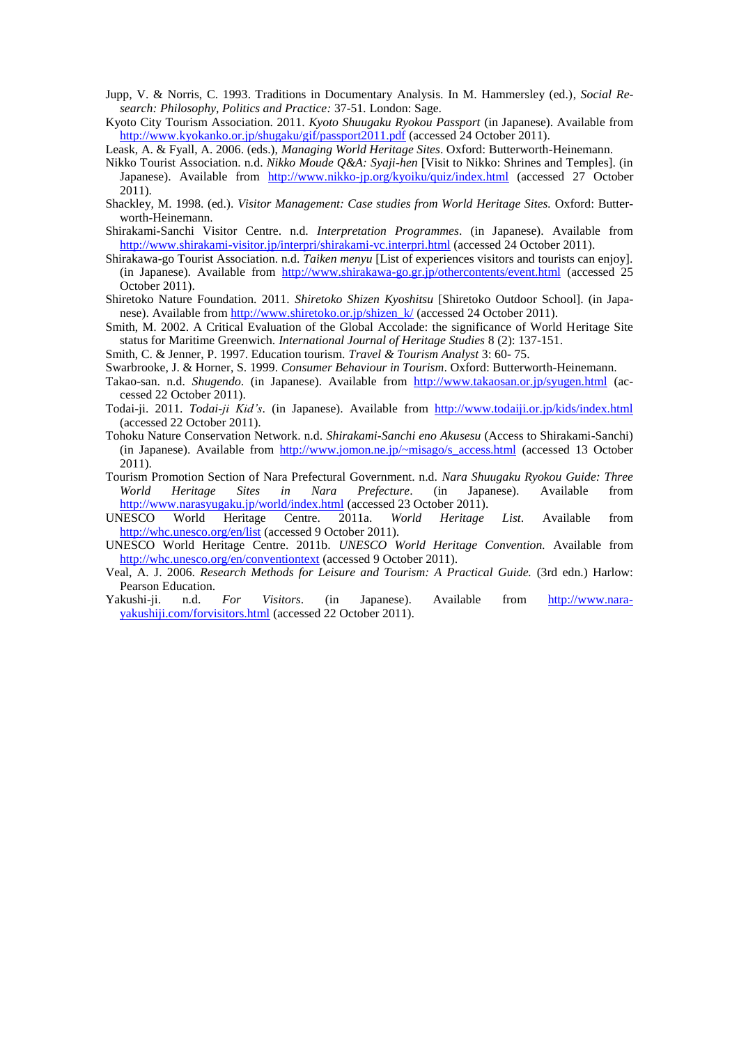Jupp, V. & Norris, C. 1993. Traditions in Documentary Analysis. In M. Hammersley (ed.), *Social Research: Philosophy, Politics and Practice:* 37-51. London: Sage.

Kyoto City Tourism Association. 2011. *Kyoto Shuugaku Ryokou Passport* (in Japanese). Available from http://www.kyokanko.or.jp/shugaku/gif/passport2011.pdf (accessed 24 October 2011).

Leask, A. & Fyall, A. 2006. (eds.), *Managing World Heritage Sites*. Oxford: Butterworth-Heinemann.

Nikko Tourist Association. n.d. *Nikko Moude Q&A: Syaji-hen* [Visit to Nikko: Shrines and Temples]. (in Japanese). Available from http://www.nikko-jp.org/kyoiku/quiz/index.html (accessed 27 October 2011).

Shackley, M. 1998. (ed.). *Visitor Management: Case studies from World Heritage Sites.* Oxford: Butterworth-Heinemann.

Shirakami-Sanchi Visitor Centre. n.d. *Interpretation Programmes*. (in Japanese). Available from http://www.shirakami-visitor.jp/interpri/shirakami-vc.interpri.html (accessed 24 October 2011).

Shirakawa-go Tourist Association. n.d. *Taiken menyu* [List of experiences visitors and tourists can enjoy]. (in Japanese). Available from http://www.shirakawa-go.gr.jp/othercontents/event.html (accessed 25 October 2011).

Shiretoko Nature Foundation. 2011. *Shiretoko Shizen Kyoshitsu* [Shiretoko Outdoor School]. (in Japanese). Available from http://www.shiretoko.or.jp/shizen_k/ (accessed 24 October 2011).

Smith, M. 2002. A Critical Evaluation of the Global Accolade: the significance of World Heritage Site status for Maritime Greenwich. *International Journal of Heritage Studies* 8 (2): 137-151.

Smith, C. & Jenner, P. 1997. Education tourism. *Travel & Tourism Analyst* 3: 60- 75.

Swarbrooke, J. & Horner, S. 1999. *Consumer Behaviour in Tourism*. Oxford: Butterworth-Heinemann.

Takao-san. n.d. *Shugendo*. (in Japanese). Available from http://www.takaosan.or.jp/syugen.html (accessed 22 October 2011).

Todai-ji. 2011. *Todai-ji Kid's*. (in Japanese). Available from http://www.todaiji.or.jp/kids/index.html (accessed 22 October 2011).

Tohoku Nature Conservation Network. n.d. *Shirakami-Sanchi eno Akusesu* (Access to Shirakami-Sanchi) (in Japanese). Available from http://www.jomon.ne.jp/~misago/s_access.html (accessed 13 October 2011).

Tourism Promotion Section of Nara Prefectural Government. n.d. *Nara Shuugaku Ryokou Guide: Three World Heritage Sites in Nara Prefecture*. (in Japanese). Available from http://www.narasyugaku.jp/world/index.html (accessed 23 October 2011).

UNESCO World Heritage Centre. 2011a. *World Heritage List*. Available from http://whc.unesco.org/en/list (accessed 9 October 2011).

UNESCO World Heritage Centre. 2011b. *UNESCO World Heritage Convention.* Available from http://whc.unesco.org/en/conventiontext (accessed 9 October 2011).

Veal, A. J. 2006. *Research Methods for Leisure and Tourism: A Practical Guide.* (3rd edn.) Harlow: Pearson Education.

Yakushi-ji. n.d. *For Visitors*. (in Japanese). Available from http://www.nara-yakushiji.com/forvisitors.html (accessed 22 October 2011).